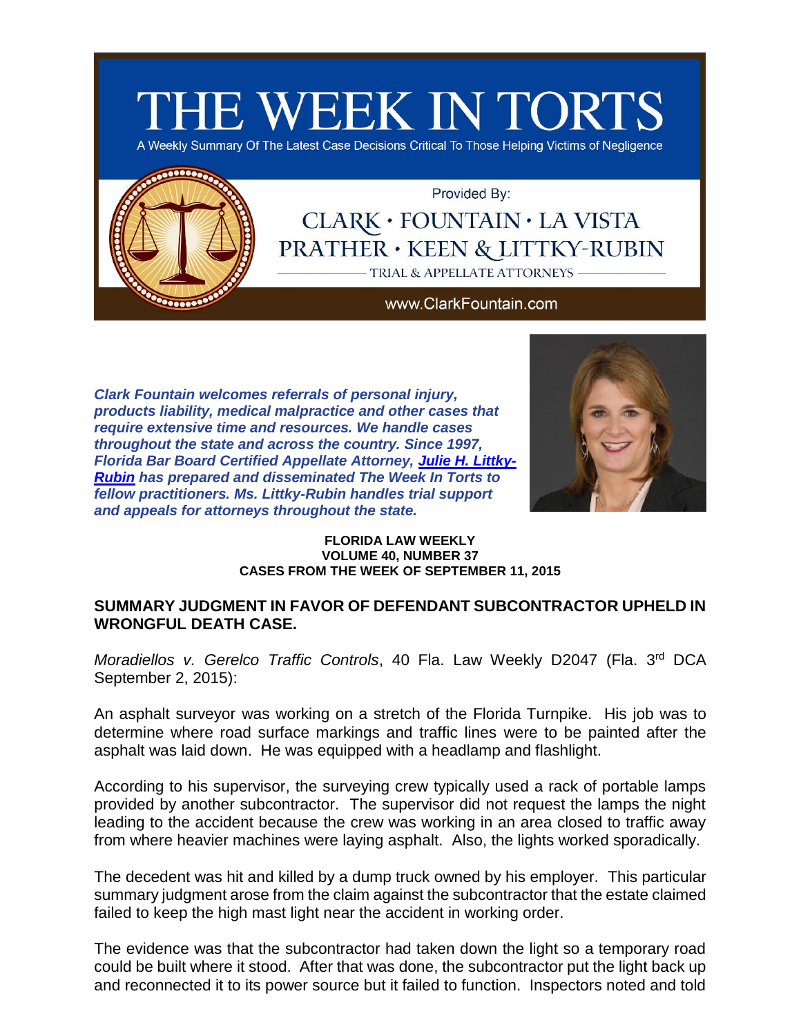# THE WEEK IN TORTS

A Weekly Summary Of The Latest Case Decisions Critical To Those Helping Victims of Negligence

Provided By:

CLARK · FOUNTAIN · LA VISTA PRATHER · KEEN & LITTKY-RUBIN

TRIAL & APPELLATE ATTORNEYS

www.ClarkFountain.com

***Clark Fountain welcomes referrals of personal injury, products liability, medical malpractice and other cases that require extensive time and resources. We handle cases throughout the state and across the country. Since 1997, Florida Bar Board Certified Appellate Attorney, [Julie H. Littky-Rubin] has prepared and disseminated The Week In Torts to fellow practitioners. Ms. Littky-Rubin handles trial support and appeals for attorneys throughout the state.***

**FLORIDA LAW WEEKLY**
**VOLUME 40, NUMBER 37**
**CASES FROM THE WEEK OF SEPTEMBER 11, 2015**

## SUMMARY JUDGMENT IN FAVOR OF DEFENDANT SUBCONTRACTOR UPHELD IN WRONGFUL DEATH CASE.

*Moradiellos v. Gerelco Traffic Controls*, 40 Fla. Law Weekly D2047 (Fla. 3rd DCA September 2, 2015):

An asphalt surveyor was working on a stretch of the Florida Turnpike. His job was to determine where road surface markings and traffic lines were to be painted after the asphalt was laid down. He was equipped with a headlamp and flashlight.

According to his supervisor, the surveying crew typically used a rack of portable lamps provided by another subcontractor. The supervisor did not request the lamps the night leading to the accident because the crew was working in an area closed to traffic away from where heavier machines were laying asphalt. Also, the lights worked sporadically.

The decedent was hit and killed by a dump truck owned by his employer. This particular summary judgment arose from the claim against the subcontractor that the estate claimed failed to keep the high mast light near the accident in working order.

The evidence was that the subcontractor had taken down the light so a temporary road could be built where it stood. After that was done, the subcontractor put the light back up and reconnected it to its power source but it failed to function. Inspectors noted and told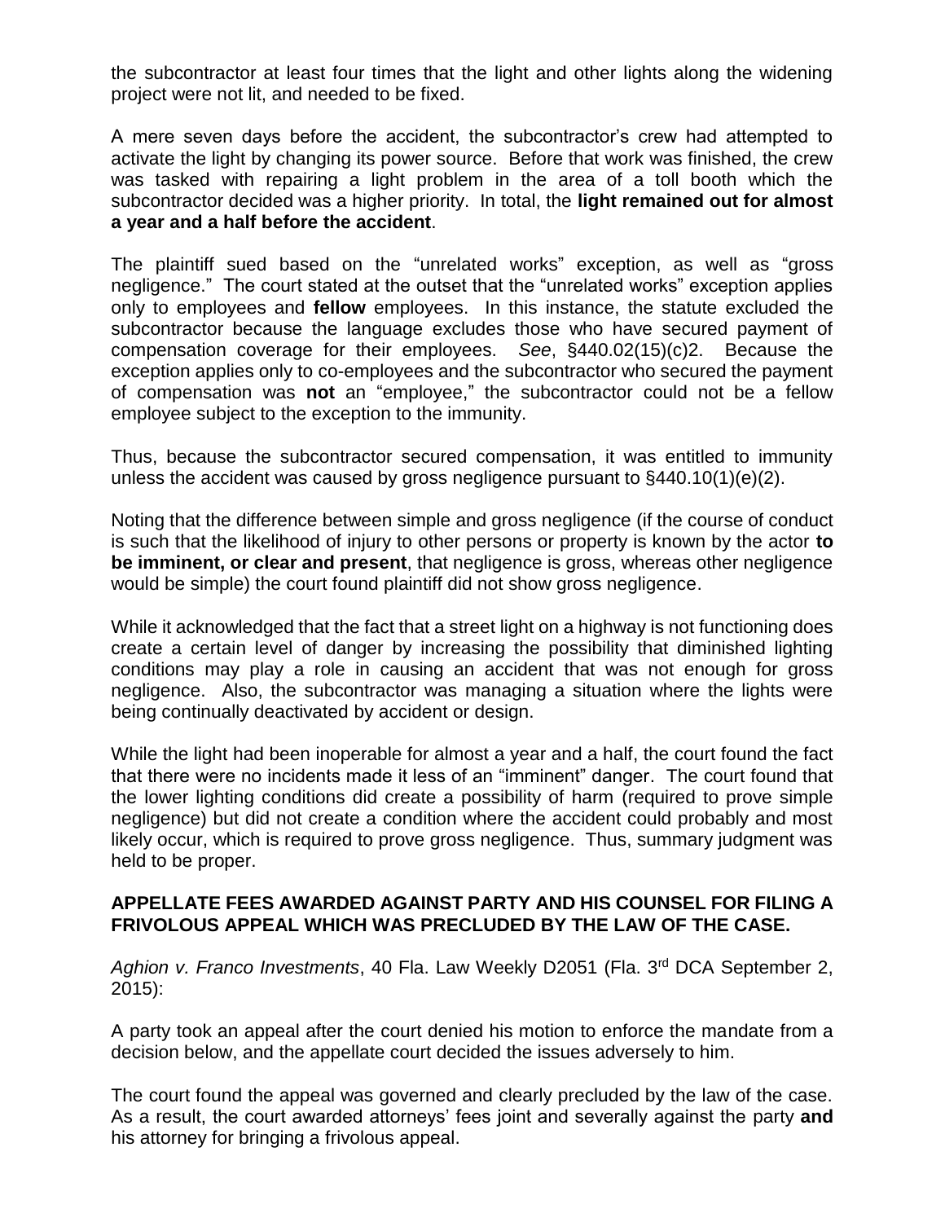the subcontractor at least four times that the light and other lights along the widening project were not lit, and needed to be fixed.

A mere seven days before the accident, the subcontractor's crew had attempted to activate the light by changing its power source. Before that work was finished, the crew was tasked with repairing a light problem in the area of a toll booth which the subcontractor decided was a higher priority. In total, the **light remained out for almost a year and a half before the accident**.

The plaintiff sued based on the "unrelated works" exception, as well as "gross negligence." The court stated at the outset that the "unrelated works" exception applies only to employees and **fellow** employees. In this instance, the statute excluded the subcontractor because the language excludes those who have secured payment of compensation coverage for their employees. *See*, §440.02(15)(c)2. Because the exception applies only to co-employees and the subcontractor who secured the payment of compensation was **not** an "employee," the subcontractor could not be a fellow employee subject to the exception to the immunity.

Thus, because the subcontractor secured compensation, it was entitled to immunity unless the accident was caused by gross negligence pursuant to §440.10(1)(e)(2).

Noting that the difference between simple and gross negligence (if the course of conduct is such that the likelihood of injury to other persons or property is known by the actor **to be imminent, or clear and present**, that negligence is gross, whereas other negligence would be simple) the court found plaintiff did not show gross negligence.

While it acknowledged that the fact that a street light on a highway is not functioning does create a certain level of danger by increasing the possibility that diminished lighting conditions may play a role in causing an accident that was not enough for gross negligence. Also, the subcontractor was managing a situation where the lights were being continually deactivated by accident or design.

While the light had been inoperable for almost a year and a half, the court found the fact that there were no incidents made it less of an "imminent" danger. The court found that the lower lighting conditions did create a possibility of harm (required to prove simple negligence) but did not create a condition where the accident could probably and most likely occur, which is required to prove gross negligence. Thus, summary judgment was held to be proper.

**APPELLATE FEES AWARDED AGAINST PARTY AND HIS COUNSEL FOR FILING A FRIVOLOUS APPEAL WHICH WAS PRECLUDED BY THE LAW OF THE CASE.**

*Aghion v. Franco Investments*, 40 Fla. Law Weekly D2051 (Fla. 3rd DCA September 2, 2015):

A party took an appeal after the court denied his motion to enforce the mandate from a decision below, and the appellate court decided the issues adversely to him.

The court found the appeal was governed and clearly precluded by the law of the case. As a result, the court awarded attorneys' fees joint and severally against the party **and** his attorney for bringing a frivolous appeal.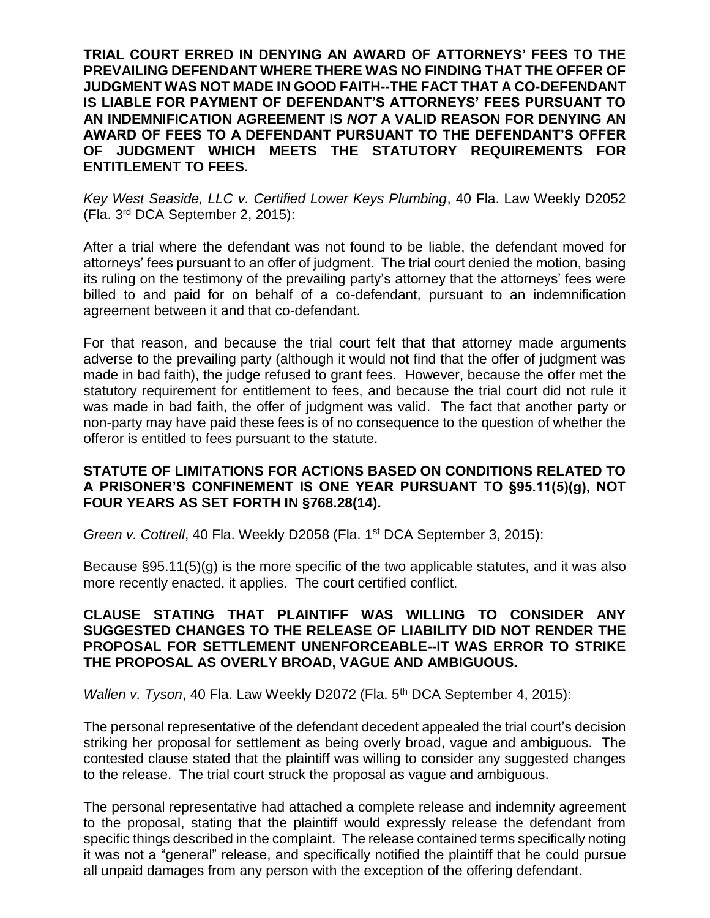**TRIAL COURT ERRED IN DENYING AN AWARD OF ATTORNEYS' FEES TO THE PREVAILING DEFENDANT WHERE THERE WAS NO FINDING THAT THE OFFER OF JUDGMENT WAS NOT MADE IN GOOD FAITH--THE FACT THAT A CO-DEFENDANT IS LIABLE FOR PAYMENT OF DEFENDANT'S ATTORNEYS' FEES PURSUANT TO AN INDEMNIFICATION AGREEMENT IS *NOT* A VALID REASON FOR DENYING AN AWARD OF FEES TO A DEFENDANT PURSUANT TO THE DEFENDANT'S OFFER OF JUDGMENT WHICH MEETS THE STATUTORY REQUIREMENTS FOR ENTITLEMENT TO FEES.**

*Key West Seaside, LLC v. Certified Lower Keys Plumbing*, 40 Fla. Law Weekly D2052 (Fla. 3rd DCA September 2, 2015):

After a trial where the defendant was not found to be liable, the defendant moved for attorneys' fees pursuant to an offer of judgment. The trial court denied the motion, basing its ruling on the testimony of the prevailing party's attorney that the attorneys' fees were billed to and paid for on behalf of a co-defendant, pursuant to an indemnification agreement between it and that co-defendant.

For that reason, and because the trial court felt that that attorney made arguments adverse to the prevailing party (although it would not find that the offer of judgment was made in bad faith), the judge refused to grant fees. However, because the offer met the statutory requirement for entitlement to fees, and because the trial court did not rule it was made in bad faith, the offer of judgment was valid. The fact that another party or non-party may have paid these fees is of no consequence to the question of whether the offeror is entitled to fees pursuant to the statute.

**STATUTE OF LIMITATIONS FOR ACTIONS BASED ON CONDITIONS RELATED TO A PRISONER'S CONFINEMENT IS ONE YEAR PURSUANT TO §95.11(5)(g), NOT FOUR YEARS AS SET FORTH IN §768.28(14).**

*Green v. Cottrell*, 40 Fla. Weekly D2058 (Fla. 1st DCA September 3, 2015):

Because §95.11(5)(g) is the more specific of the two applicable statutes, and it was also more recently enacted, it applies. The court certified conflict.

**CLAUSE STATING THAT PLAINTIFF WAS WILLING TO CONSIDER ANY SUGGESTED CHANGES TO THE RELEASE OF LIABILITY DID NOT RENDER THE PROPOSAL FOR SETTLEMENT UNENFORCEABLE--IT WAS ERROR TO STRIKE THE PROPOSAL AS OVERLY BROAD, VAGUE AND AMBIGUOUS.**

*Wallen v. Tyson*, 40 Fla. Law Weekly D2072 (Fla. 5th DCA September 4, 2015):

The personal representative of the defendant decedent appealed the trial court's decision striking her proposal for settlement as being overly broad, vague and ambiguous. The contested clause stated that the plaintiff was willing to consider any suggested changes to the release. The trial court struck the proposal as vague and ambiguous.

The personal representative had attached a complete release and indemnity agreement to the proposal, stating that the plaintiff would expressly release the defendant from specific things described in the complaint. The release contained terms specifically noting it was not a "general" release, and specifically notified the plaintiff that he could pursue all unpaid damages from any person with the exception of the offering defendant.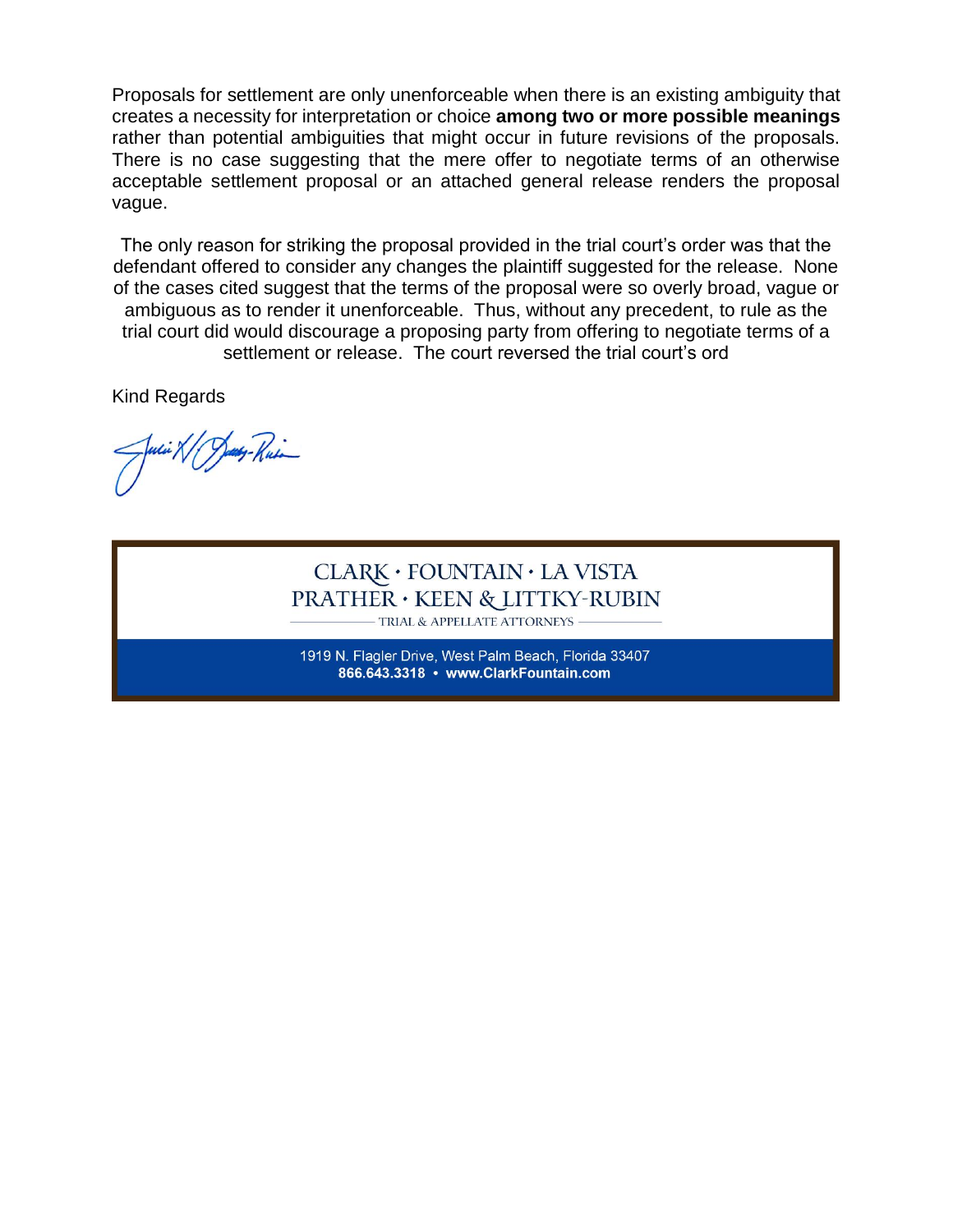Proposals for settlement are only unenforceable when there is an existing ambiguity that creates a necessity for interpretation or choice **among two or more possible meanings** rather than potential ambiguities that might occur in future revisions of the proposals. There is no case suggesting that the mere offer to negotiate terms of an otherwise acceptable settlement proposal or an attached general release renders the proposal vague.

The only reason for striking the proposal provided in the trial court's order was that the defendant offered to consider any changes the plaintiff suggested for the release. None of the cases cited suggest that the terms of the proposal were so overly broad, vague or ambiguous as to render it unenforceable. Thus, without any precedent, to rule as the trial court did would discourage a proposing party from offering to negotiate terms of a settlement or release. The court reversed the trial court's ord

Kind Regards

CLARK · FOUNTAIN · LA VISTA
PRATHER · KEEN & LITTKY-RUBIN
TRIAL & APPELLATE ATTORNEYS

1919 N. Flagler Drive, West Palm Beach, Florida 33407
**866.643.3318 • www.ClarkFountain.com**